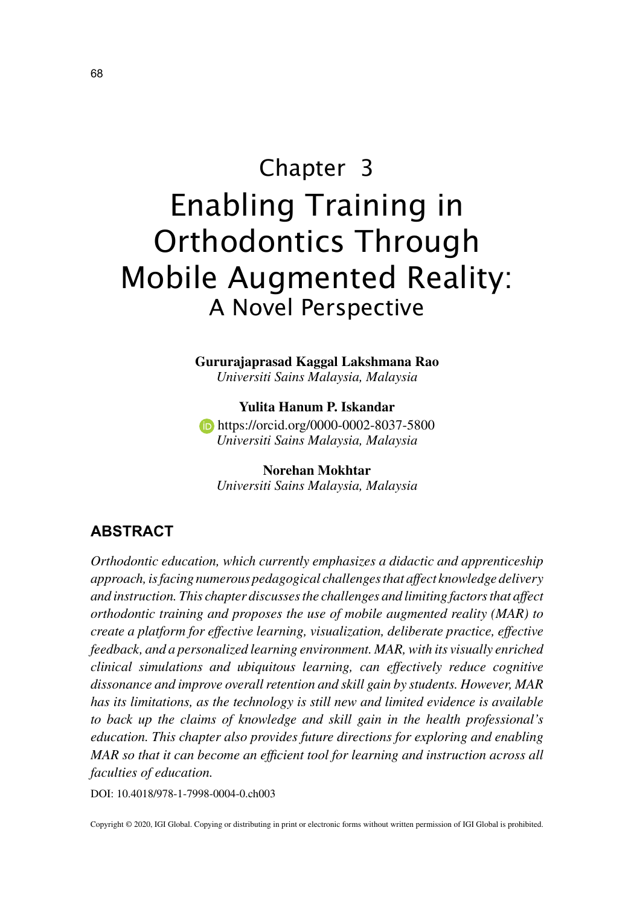Chapter 3

# Enabling Training in Orthodontics Through Mobile Augmented Reality:
## A Novel Perspective

**Gururajaprasad Kaggal Lakshmana Rao**
*Universiti Sains Malaysia, Malaysia*

**Yulita Hanum P. Iskandar**
https://orcid.org/0000-0002-8037-5800
*Universiti Sains Malaysia, Malaysia*

**Norehan Mokhtar**
*Universiti Sains Malaysia, Malaysia*

## ABSTRACT

*Orthodontic education, which currently emphasizes a didactic and apprenticeship approach, is facing numerous pedagogical challenges that affect knowledge delivery and instruction. This chapter discusses the challenges and limiting factors that affect orthodontic training and proposes the use of mobile augmented reality (MAR) to create a platform for effective learning, visualization, deliberate practice, effective feedback, and a personalized learning environment. MAR, with its visually enriched clinical simulations and ubiquitous learning, can effectively reduce cognitive dissonance and improve overall retention and skill gain by students. However, MAR has its limitations, as the technology is still new and limited evidence is available to back up the claims of knowledge and skill gain in the health professional's education. This chapter also provides future directions for exploring and enabling MAR so that it can become an efficient tool for learning and instruction across all faculties of education.*

DOI: 10.4018/978-1-7998-0004-0.ch003

Copyright © 2020, IGI Global. Copying or distributing in print or electronic forms without written permission of IGI Global is prohibited.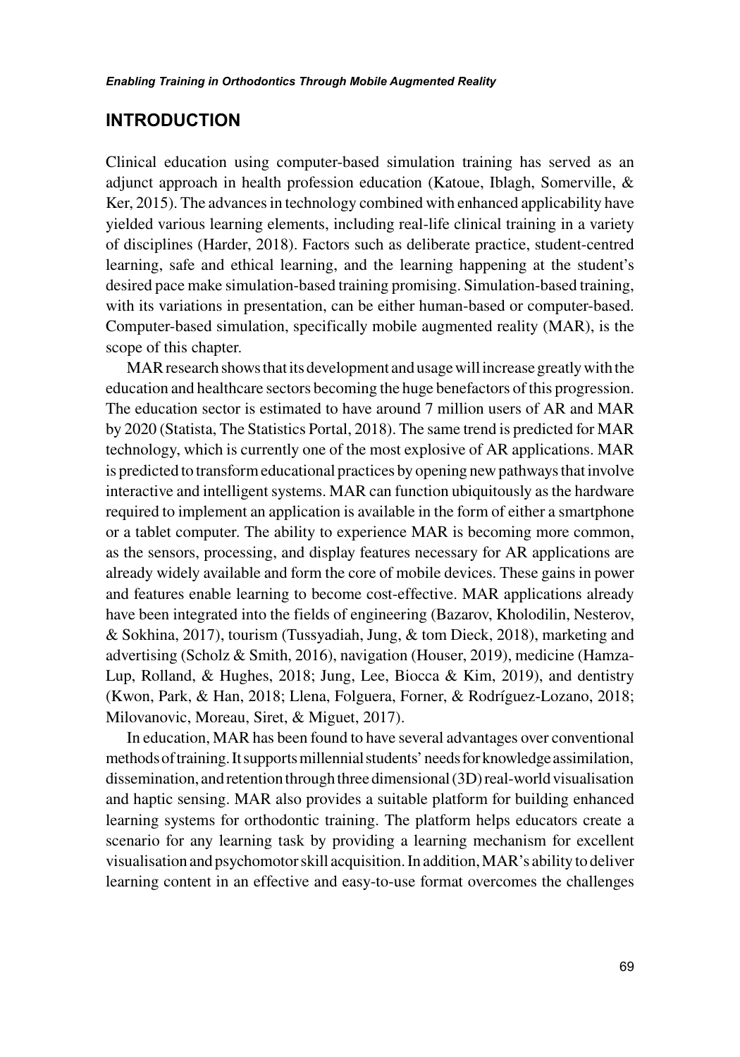## INTRODUCTION

Clinical education using computer-based simulation training has served as an adjunct approach in health profession education (Katoue, Iblagh, Somerville, & Ker, 2015). The advances in technology combined with enhanced applicability have yielded various learning elements, including real-life clinical training in a variety of disciplines (Harder, 2018). Factors such as deliberate practice, student-centred learning, safe and ethical learning, and the learning happening at the student's desired pace make simulation-based training promising. Simulation-based training, with its variations in presentation, can be either human-based or computer-based. Computer-based simulation, specifically mobile augmented reality (MAR), is the scope of this chapter.

MAR research shows that its development and usage will increase greatly with the education and healthcare sectors becoming the huge benefactors of this progression. The education sector is estimated to have around 7 million users of AR and MAR by 2020 (Statista, The Statistics Portal, 2018). The same trend is predicted for MAR technology, which is currently one of the most explosive of AR applications. MAR is predicted to transform educational practices by opening new pathways that involve interactive and intelligent systems. MAR can function ubiquitously as the hardware required to implement an application is available in the form of either a smartphone or a tablet computer. The ability to experience MAR is becoming more common, as the sensors, processing, and display features necessary for AR applications are already widely available and form the core of mobile devices. These gains in power and features enable learning to become cost-effective. MAR applications already have been integrated into the fields of engineering (Bazarov, Kholodilin, Nesterov, & Sokhina, 2017), tourism (Tussyadiah, Jung, & tom Dieck, 2018), marketing and advertising (Scholz & Smith, 2016), navigation (Houser, 2019), medicine (Hamza-Lup, Rolland, & Hughes, 2018; Jung, Lee, Biocca & Kim, 2019), and dentistry (Kwon, Park, & Han, 2018; Llena, Folguera, Forner, & Rodríguez-Lozano, 2018; Milovanovic, Moreau, Siret, & Miguet, 2017).

In education, MAR has been found to have several advantages over conventional methods of training. It supports millennial students' needs for knowledge assimilation, dissemination, and retention through three dimensional (3D) real-world visualisation and haptic sensing. MAR also provides a suitable platform for building enhanced learning systems for orthodontic training. The platform helps educators create a scenario for any learning task by providing a learning mechanism for excellent visualisation and psychomotor skill acquisition. In addition, MAR's ability to deliver learning content in an effective and easy-to-use format overcomes the challenges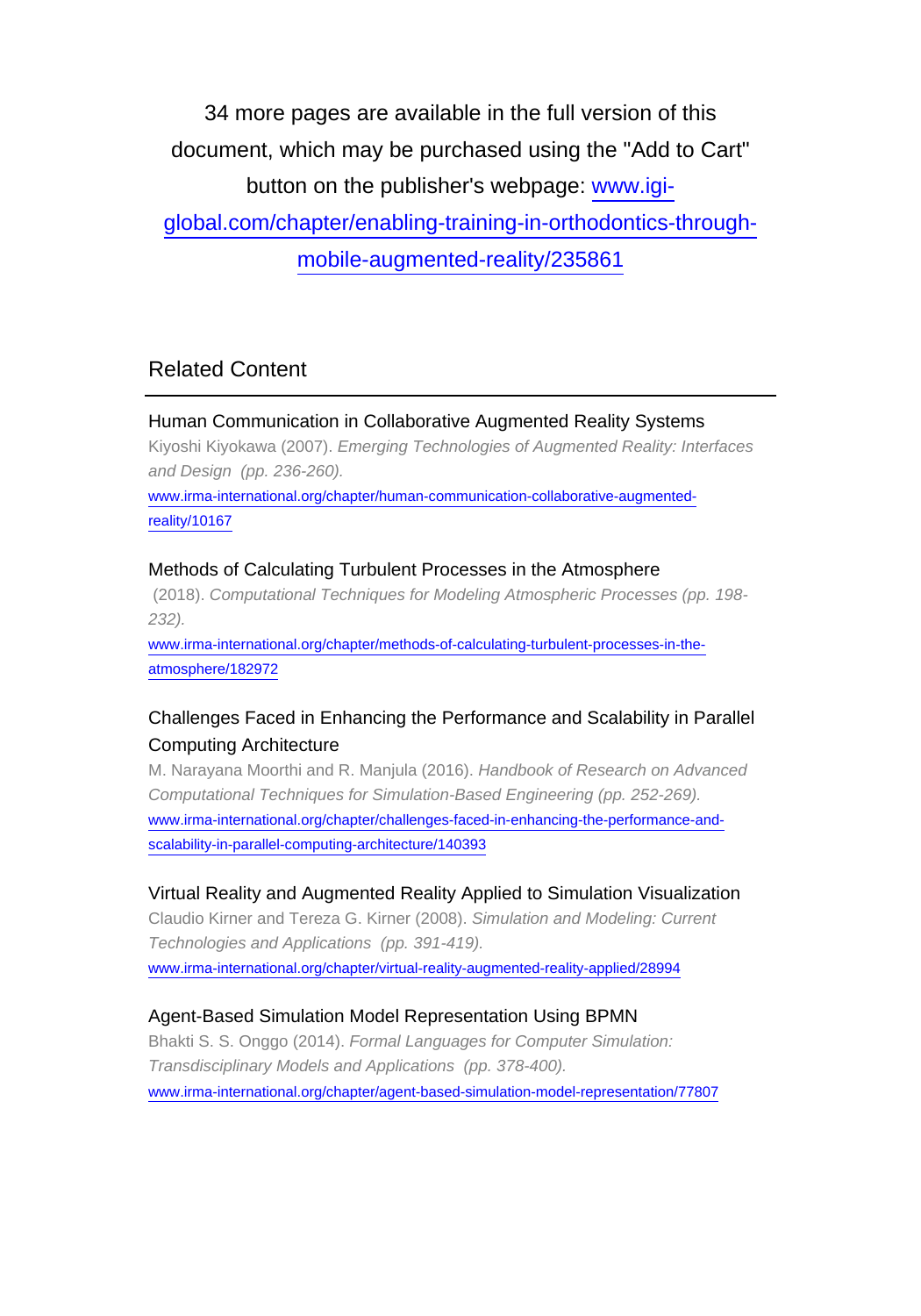34 more pages are available in the full version of this document, which may be purchased using the "Add to Cart" button on the publisher's webpage: [www.igi-global.com/chapter/enabling-training-in-orthodontics-through-mobile-augmented-reality/235861](www.igi-global.com/chapter/enabling-training-in-orthodontics-through-mobile-augmented-reality/235861)

## Related Content

### Human Communication in Collaborative Augmented Reality Systems

Kiyoshi Kiyokawa (2007). *Emerging Technologies of Augmented Reality: Interfaces and Design (pp. 236-260).*

[www.irma-international.org/chapter/human-communication-collaborative-augmented-reality/10167](www.irma-international.org/chapter/human-communication-collaborative-augmented-reality/10167)

### Methods of Calculating Turbulent Processes in the Atmosphere

(2018). *Computational Techniques for Modeling Atmospheric Processes (pp. 198-232).*

[www.irma-international.org/chapter/methods-of-calculating-turbulent-processes-in-the-atmosphere/182972](www.irma-international.org/chapter/methods-of-calculating-turbulent-processes-in-the-atmosphere/182972)

### Challenges Faced in Enhancing the Performance and Scalability in Parallel Computing Architecture

M. Narayana Moorthi and R. Manjula (2016). *Handbook of Research on Advanced Computational Techniques for Simulation-Based Engineering (pp. 252-269).*

[www.irma-international.org/chapter/challenges-faced-in-enhancing-the-performance-and-scalability-in-parallel-computing-architecture/140393](www.irma-international.org/chapter/challenges-faced-in-enhancing-the-performance-and-scalability-in-parallel-computing-architecture/140393)

### Virtual Reality and Augmented Reality Applied to Simulation Visualization

Claudio Kirner and Tereza G. Kirner (2008). *Simulation and Modeling: Current Technologies and Applications (pp. 391-419).*

[www.irma-international.org/chapter/virtual-reality-augmented-reality-applied/28994](www.irma-international.org/chapter/virtual-reality-augmented-reality-applied/28994)

### Agent-Based Simulation Model Representation Using BPMN

Bhakti S. S. Onggo (2014). *Formal Languages for Computer Simulation: Transdisciplinary Models and Applications (pp. 378-400).*

[www.irma-international.org/chapter/agent-based-simulation-model-representation/77807](www.irma-international.org/chapter/agent-based-simulation-model-representation/77807)